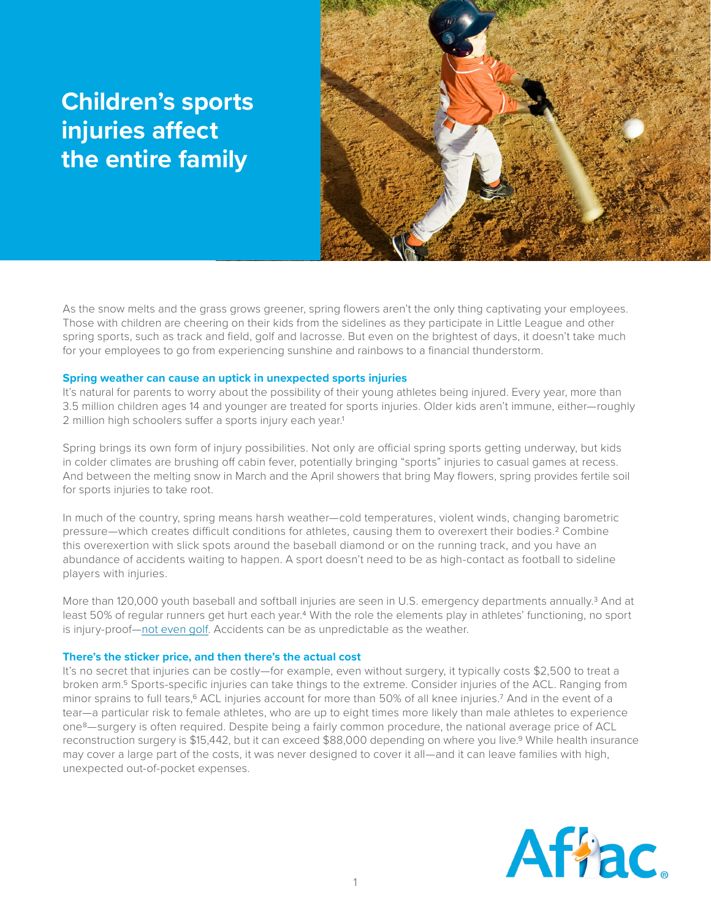# Children's sports injuries affect the entire family

As the snow melts and the grass grows greener, spring flowers aren't the only thing captivating your employees. Those with children are cheering on their kids from the sidelines as they participate in Little League and other spring sports, such as track and field, golf and lacrosse. But even on the brightest of days, it doesn't take much for your employees to go from experiencing sunshine and rainbows to a financial thunderstorm.

## Spring weather can cause an uptick in unexpected sports injuries

It's natural for parents to worry about the possibility of their young athletes being injured. Every year, more than 3.5 million children ages 14 and younger are treated for sports injuries. Older kids aren't immune, either—roughly 2 million high schoolers suffer a sports injury each year.[1]

Spring brings its own form of injury possibilities. Not only are official spring sports getting underway, but kids in colder climates are brushing off cabin fever, potentially bringing "sports" injuries to casual games at recess. And between the melting snow in March and the April showers that bring May flowers, spring provides fertile soil for sports injuries to take root.

In much of the country, spring means harsh weather—cold temperatures, violent winds, changing barometric pressure—which creates difficult conditions for athletes, causing them to overexert their bodies.[2] Combine this overexertion with slick spots around the baseball diamond or on the running track, and you have an abundance of accidents waiting to happen. A sport doesn't need to be as high-contact as football to sideline players with injuries.

More than 120,000 youth baseball and softball injuries are seen in U.S. emergency departments annually.[3] And at least 50% of regular runners get hurt each year.[4] With the role the elements play in athletes' functioning, no sport is injury-proof—not even golf. Accidents can be as unpredictable as the weather.

## There's the sticker price, and then there's the actual cost

It's no secret that injuries can be costly—for example, even without surgery, it typically costs $2,500 to treat a broken arm.[5] Sports-specific injuries can take things to the extreme. Consider injuries of the ACL. Ranging from minor sprains to full tears,[6] ACL injuries account for more than 50% of all knee injuries.[7] And in the event of a tear—a particular risk to female athletes, who are up to eight times more likely than male athletes to experience one[8]—surgery is often required. Despite being a fairly common procedure, the national average price of ACL reconstruction surgery is $15,442, but it can exceed $88,000 depending on where you live.[9] While health insurance may cover a large part of the costs, it was never designed to cover it all—and it can leave families with high, unexpected out-of-pocket expenses.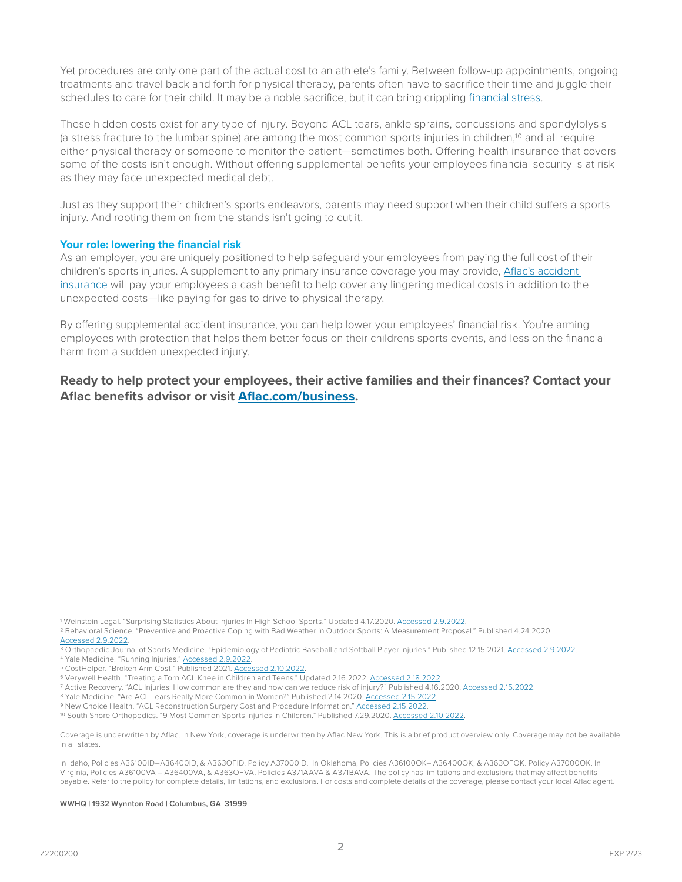Yet procedures are only one part of the actual cost to an athlete's family. Between follow-up appointments, ongoing treatments and travel back and forth for physical therapy, parents often have to sacrifice their time and juggle their schedules to care for their child. It may be a noble sacrifice, but it can bring crippling financial stress.

These hidden costs exist for any type of injury. Beyond ACL tears, ankle sprains, concussions and spondylolysis (a stress fracture to the lumbar spine) are among the most common sports injuries in children,[10] and all require either physical therapy or someone to monitor the patient—sometimes both. Offering health insurance that covers some of the costs isn't enough. Without offering supplemental benefits your employees financial security is at risk as they may face unexpected medical debt.

Just as they support their children's sports endeavors, parents may need support when their child suffers a sports injury. And rooting them on from the stands isn't going to cut it.

### Your role: lowering the financial risk

As an employer, you are uniquely positioned to help safeguard your employees from paying the full cost of their children's sports injuries. A supplement to any primary insurance coverage you may provide, Aflac's accident insurance will pay your employees a cash benefit to help cover any lingering medical costs in addition to the unexpected costs—like paying for gas to drive to physical therapy.

By offering supplemental accident insurance, you can help lower your employees' financial risk. You're arming employees with protection that helps them better focus on their childrens sports events, and less on the financial harm from a sudden unexpected injury.

**Ready to help protect your employees, their active families and their finances? Contact your Aflac benefits advisor or visit Aflac.com/business.**

[1] Weinstein Legal. "Surprising Statistics About Injuries In High School Sports." Updated 4.17.2020. Accessed 2.9.2022.
[2] Behavioral Science. "Preventive and Proactive Coping with Bad Weather in Outdoor Sports: A Measurement Proposal." Published 4.24.2020. Accessed 2.9.2022.
[3] Orthopaedic Journal of Sports Medicine. "Epidemiology of Pediatric Baseball and Softball Player Injuries." Published 12.15.2021. Accessed 2.9.2022.
[4] Yale Medicine. "Running Injuries." Accessed 2.9.2022.
[5] CostHelper. "Broken Arm Cost." Published 2021. Accessed 2.10.2022.
[6] Verywell Health. "Treating a Torn ACL Knee in Children and Teens." Updated 2.16.2022. Accessed 2.18.2022.
[7] Active Recovery. "ACL Injuries: How common are they and how can we reduce risk of injury?" Published 4.16.2020. Accessed 2.15.2022.
[8] Yale Medicine. "Are ACL Tears Really More Common in Women?" Published 2.14.2020. Accessed 2.15.2022.
[9] New Choice Health. "ACL Reconstruction Surgery Cost and Procedure Information." Accessed 2.15.2022.
[10] South Shore Orthopedics. "9 Most Common Sports Injuries in Children." Published 7.29.2020. Accessed 2.10.2022.

Coverage is underwritten by Aflac. In New York, coverage is underwritten by Aflac New York. This is a brief product overview only. Coverage may not be available in all states.

In Idaho, Policies A36100ID–A36400ID, & A363OFID. Policy A37000ID. In Oklahoma, Policies A36100OK– A36400OK, & A363OFOK. Policy A37000OK. In Virginia, Policies A36100VA – A36400VA, & A363OFVA. Policies A371AAVA & A371BAVA. The policy has limitations and exclusions that may affect benefits payable. Refer to the policy for complete details, limitations, and exclusions. For costs and complete details of the coverage, please contact your local Aflac agent.

**WWHQ | 1932 Wynnton Road | Columbus, GA 31999**

Z2200200

EXP 2/23